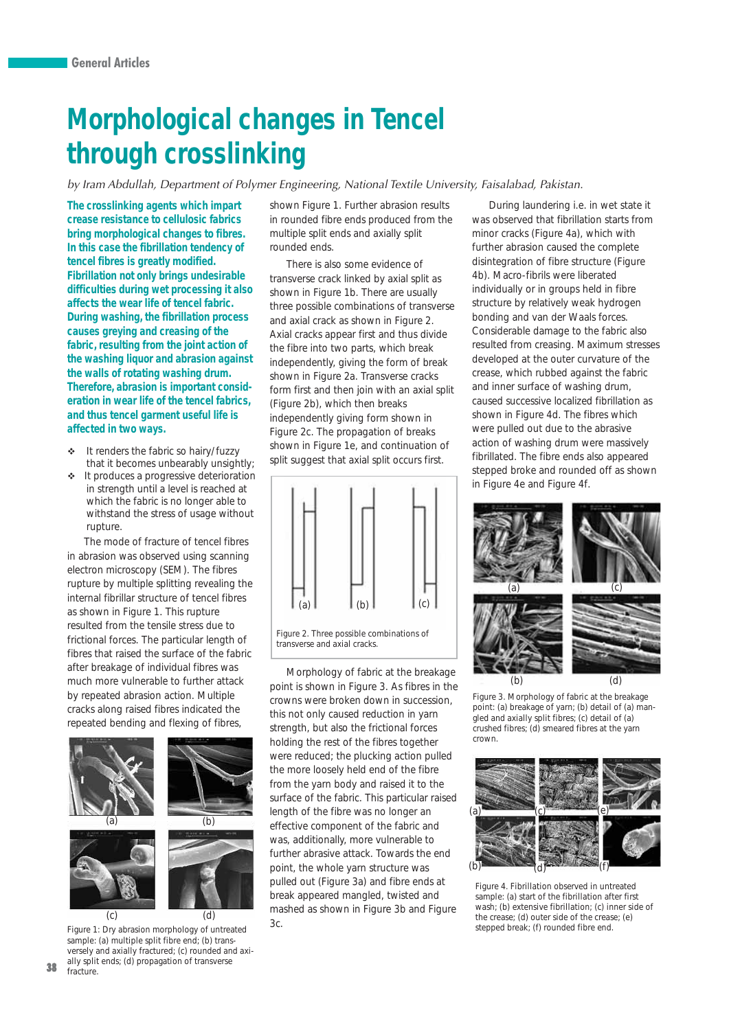# Morphological changes in Tencel through crosslinking

*by Iram Abdullah, Department of Polymer Engineering, National Textile University, Faisalabad, Pakistan.*

**The crosslinking agents which impart crease resistance to cellulosic fabrics bring morphological changes to fibres. In this case the fibrillation tendency of tencel fibres is greatly modified. Fibrillation not only brings undesirable difficulties during wet processing it also affects the wear life of tencel fabric. During washing, the fibrillation process causes greying and creasing of the fabric, resulting from the joint action of the washing liquor and abrasion against the walls of rotating washing drum. Therefore, abrasion is important consideration in wear life of the tencel fabrics, and thus tencel garment useful life is affected in two ways.**

- It renders the fabric so hairy/fuzzy that it becomes unbearably unsightly;
- It produces a progressive deterioration in strength until a level is reached at which the fabric is no longer able to withstand the stress of usage without rupture.

The mode of fracture of tencel fibres in abrasion was observed using scanning electron microscopy (SEM). The fibres rupture by multiple splitting revealing the internal fibrillar structure of tencel fibres as shown in Figure 1. This rupture resulted from the tensile stress due to frictional forces. The particular length of fibres that raised the surface of the fabric after breakage of individual fibres was much more vulnerable to further attack by repeated abrasion action. Multiple cracks along raised fibres indicated the repeated bending and flexing of fibres, shown Figure 1. Further abrasion results in rounded fibre ends produced from the multiple split ends and axially split rounded ends.

Figure 1: Dry abrasion morphology of untreated sample: (a) multiple split fibre end; (b) transversely and axially fractured; (c) rounded and axially split ends; (d) propagation of transverse fracture.

There is also some evidence of transverse crack linked by axial split as shown in Figure 1b. There are usually three possible combinations of transverse and axial crack as shown in Figure 2. Axial cracks appear first and thus divide the fibre into two parts, which break independently, giving the form of break shown in Figure 2a. Transverse cracks form first and then join with an axial split (Figure 2b), which then breaks independently giving form shown in Figure 2c. The propagation of breaks shown in Figure 1e, and continuation of split suggest that axial split occurs first.

Figure 2. Three possible combinations of transverse and axial cracks.

Morphology of fabric at the breakage point is shown in Figure 3. As fibres in the crowns were broken down in succession, this not only caused reduction in yarn strength, but also the frictional forces holding the rest of the fibres together were reduced; the plucking action pulled the more loosely held end of the fibre from the yarn body and raised it to the surface of the fabric. This particular raised length of the fibre was no longer an effective component of the fabric and was, additionally, more vulnerable to further abrasive attack. Towards the end point, the whole yarn structure was pulled out (Figure 3a) and fibre ends at break appeared mangled, twisted and mashed as shown in Figure 3b and Figure 3c.

During laundering i.e. in wet state it was observed that fibrillation starts from minor cracks (Figure 4a), which with further abrasion caused the complete disintegration of fibre structure (Figure 4b). Macro-fibrils were liberated individually or in groups held in fibre structure by relatively weak hydrogen bonding and van der Waals forces. Considerable damage to the fabric also resulted from creasing. Maximum stresses developed at the outer curvature of the crease, which rubbed against the fabric and inner surface of washing drum, caused successive localized fibrillation as shown in Figure 4d. The fibres which were pulled out due to the abrasive action of washing drum were massively fibrillated. The fibre ends also appeared stepped broke and rounded off as shown in Figure 4e and Figure 4f.

Figure 3. Morphology of fabric at the breakage point: (a) breakage of yarn; (b) detail of (a) mangled and axially split fibres; (c) detail of (a) crushed fibres; (d) smeared fibres at the yarn crown.

Figure 4. Fibrillation observed in untreated sample: (a) start of the fibrillation after first wash; (b) extensive fibrillation; (c) inner side of the crease; (d) outer side of the crease; (e) stepped break; (f) rounded fibre end.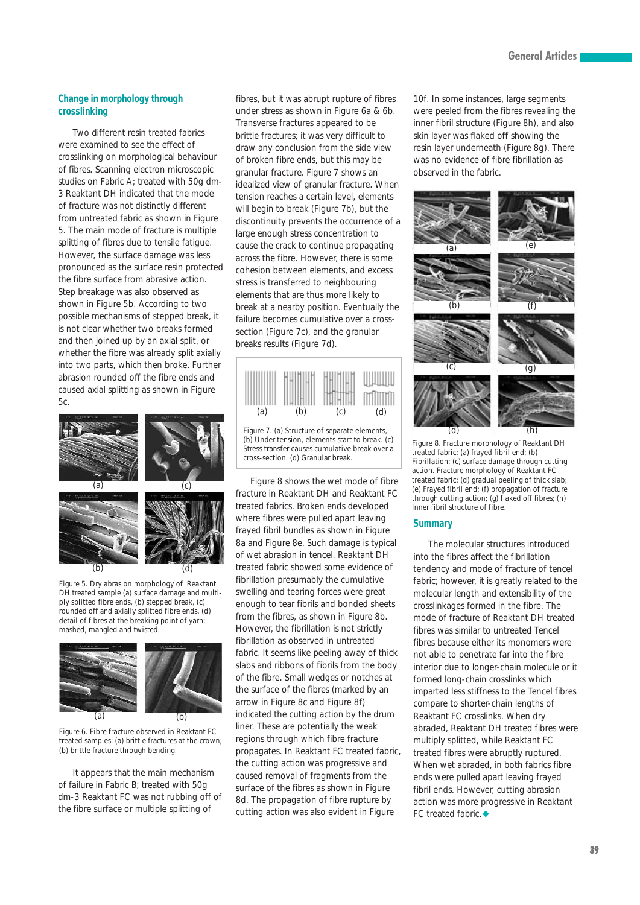## Change in morphology through crosslinking

Two different resin treated fabrics were examined to see the effect of crosslinking on morphological behaviour of fibres. Scanning electron microscopic studies on Fabric A; treated with 50g dm-3 Reaktant DH indicated that the mode of fracture was not distinctly different from untreated fabric as shown in Figure 5. The main mode of fracture is multiple splitting of fibres due to tensile fatigue. However, the surface damage was less pronounced as the surface resin protected the fibre surface from abrasive action. Step breakage was also observed as shown in Figure 5b. According to two possible mechanisms of stepped break, it is not clear whether two breaks formed and then joined up by an axial split, or whether the fibre was already split axially into two parts, which then broke. Further abrasion rounded off the fibre ends and caused axial splitting as shown in Figure 5c.

(a) (c)

(b) (d)

Figure 5. Dry abrasion morphology of Reaktant DH treated sample (a) surface damage and multi-ply splitted fibre ends, (b) stepped break, (c) rounded off and axially splitted fibre ends, (d) detail of fibres at the breaking point of yarn; mashed, mangled and twisted.

(a) (b)

Figure 6. Fibre fracture observed in Reaktant FC treated samples: (a) brittle fractures at the crown; (b) brittle fracture through bending.

It appears that the main mechanism of failure in Fabric B; treated with 50g dm-3 Reaktant FC was not rubbing off of the fibre surface or multiple splitting of fibres, but it was abrupt rupture of fibres under stress as shown in Figure 6a & 6b. Transverse fractures appeared to be brittle fractures; it was very difficult to draw any conclusion from the side view of broken fibre ends, but this may be granular fracture. Figure 7 shows an idealized view of granular fracture. When tension reaches a certain level, elements will begin to break (Figure 7b), but the discontinuity prevents the occurrence of a large enough stress concentration to cause the crack to continue propagating across the fibre. However, there is some cohesion between elements, and excess stress is transferred to neighbouring elements that are thus more likely to break at a nearby position. Eventually the failure becomes cumulative over a cross-section (Figure 7c), and the granular breaks results (Figure 7d).

(a) (b) (c) (d)

Figure 7. (a) Structure of separate elements, (b) Under tension, elements start to break. (c) Stress transfer causes cumulative break over a cross-section. (d) Granular break.

Figure 8 shows the wet mode of fibre fracture in Reaktant DH and Reaktant FC treated fabrics. Broken ends developed where fibres were pulled apart leaving frayed fibril bundles as shown in Figure 8a and Figure 8e. Such damage is typical of wet abrasion in tencel. Reaktant DH treated fabric showed some evidence of fibrillation presumably the cumulative swelling and tearing forces were great enough to tear fibrils and bonded sheets from the fibres, as shown in Figure 8b. However, the fibrillation is not strictly fibrillation as observed in untreated fabric. It seems like peeling away of thick slabs and ribbons of fibrils from the body of the fibre. Small wedges or notches at the surface of the fibres (marked by an arrow in Figure 8c and Figure 8f) indicated the cutting action by the drum liner. These are potentially the weak regions through which fibre fracture propagates. In Reaktant FC treated fabric, the cutting action was progressive and caused removal of fragments from the surface of the fibres as shown in Figure 8d. The propagation of fibre rupture by cutting action was also evident in Figure 10f. In some instances, large segments were peeled from the fibres revealing the inner fibril structure (Figure 8h), and also skin layer was flaked off showing the resin layer underneath (Figure 8g). There was no evidence of fibre fibrillation as observed in the fabric.

(a) (e)

(b) (f)

(c) (g)

(d) (h)

Figure 8. Fracture morphology of Reaktant DH treated fabric: (a) frayed fibril end; (b) Fibrillation; (c) surface damage through cutting action. Fracture morphology of Reaktant FC treated fabric: (d) gradual peeling of thick slab; (e) Frayed fibril end; (f) propagation of fracture through cutting action; (g) flaked off fibres; (h) Inner fibril structure of fibre.

## Summary

The molecular structures introduced into the fibres affect the fibrillation tendency and mode of fracture of tencel fabric; however, it is greatly related to the molecular length and extensibility of the crosslinkages formed in the fibre. The mode of fracture of Reaktant DH treated fibres was similar to untreated Tencel fibres because either its monomers were not able to penetrate far into the fibre interior due to longer-chain molecule or it formed long-chain crosslinks which imparted less stiffness to the Tencel fibres compare to shorter-chain lengths of Reaktant FC crosslinks. When dry abraded, Reaktant DH treated fibres were multiply splitted, while Reaktant FC treated fibres were abruptly ruptured. When wet abraded, in both fabrics fibre ends were pulled apart leaving frayed fibril ends. However, cutting abrasion action was more progressive in Reaktant FC treated fabric.◆